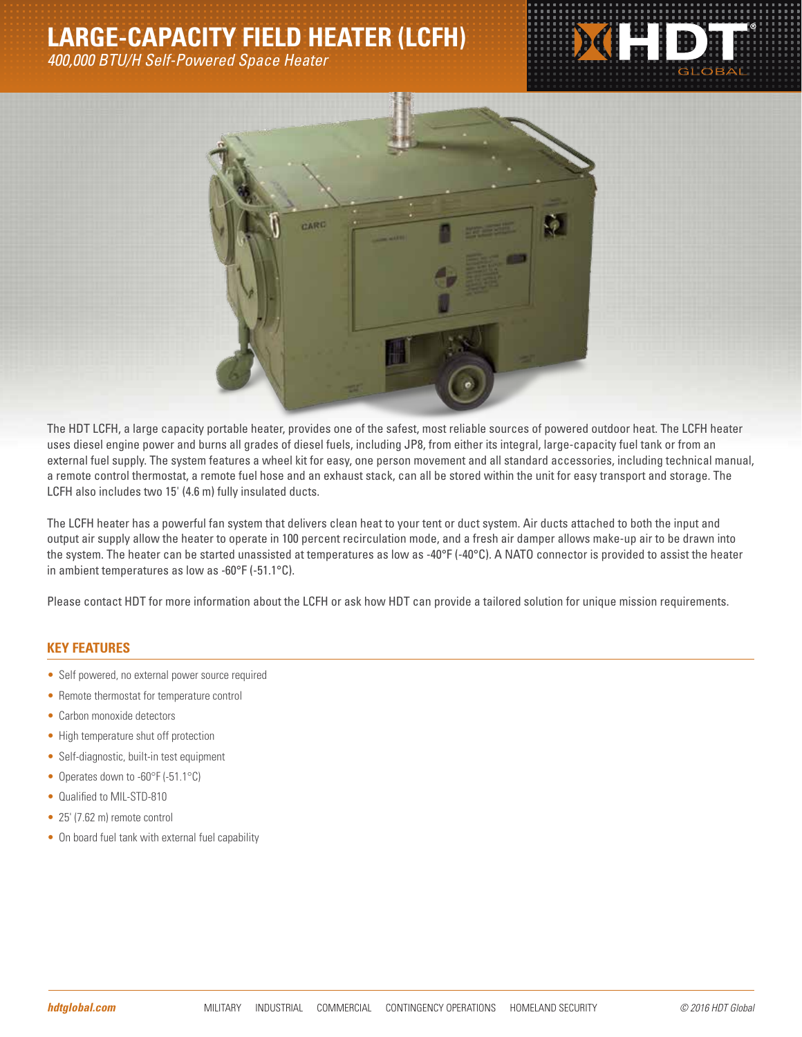# LARGE-CAPACITY FIELD HEATER (LCFH)

*400,000 BTU/H Self-Powered Space Heater*

The HDT LCFH, a large capacity portable heater, provides one of the safest, most reliable sources of powered outdoor heat. The LCFH heater uses diesel engine power and burns all grades of diesel fuels, including JP8, from either its integral, large-capacity fuel tank or from an external fuel supply. The system features a wheel kit for easy, one person movement and all standard accessories, including technical manual, a remote control thermostat, a remote fuel hose and an exhaust stack, can all be stored within the unit for easy transport and storage. The LCFH also includes two 15' (4.6 m) fully insulated ducts.

The LCFH heater has a powerful fan system that delivers clean heat to your tent or duct system. Air ducts attached to both the input and output air supply allow the heater to operate in 100 percent recirculation mode, and a fresh air damper allows make-up air to be drawn into the system. The heater can be started unassisted at temperatures as low as -40°F (-40°C). A NATO connector is provided to assist the heater in ambient temperatures as low as -60°F (-51.1°C).

Please contact HDT for more information about the LCFH or ask how HDT can provide a tailored solution for unique mission requirements.

## KEY FEATURES

- Self powered, no external power source required
- Remote thermostat for temperature control
- Carbon monoxide detectors
- High temperature shut off protection
- Self-diagnostic, built-in test equipment
- Operates down to -60°F (-51.1°C)
- Qualified to MIL-STD-810
- 25' (7.62 m) remote control
- On board fuel tank with external fuel capability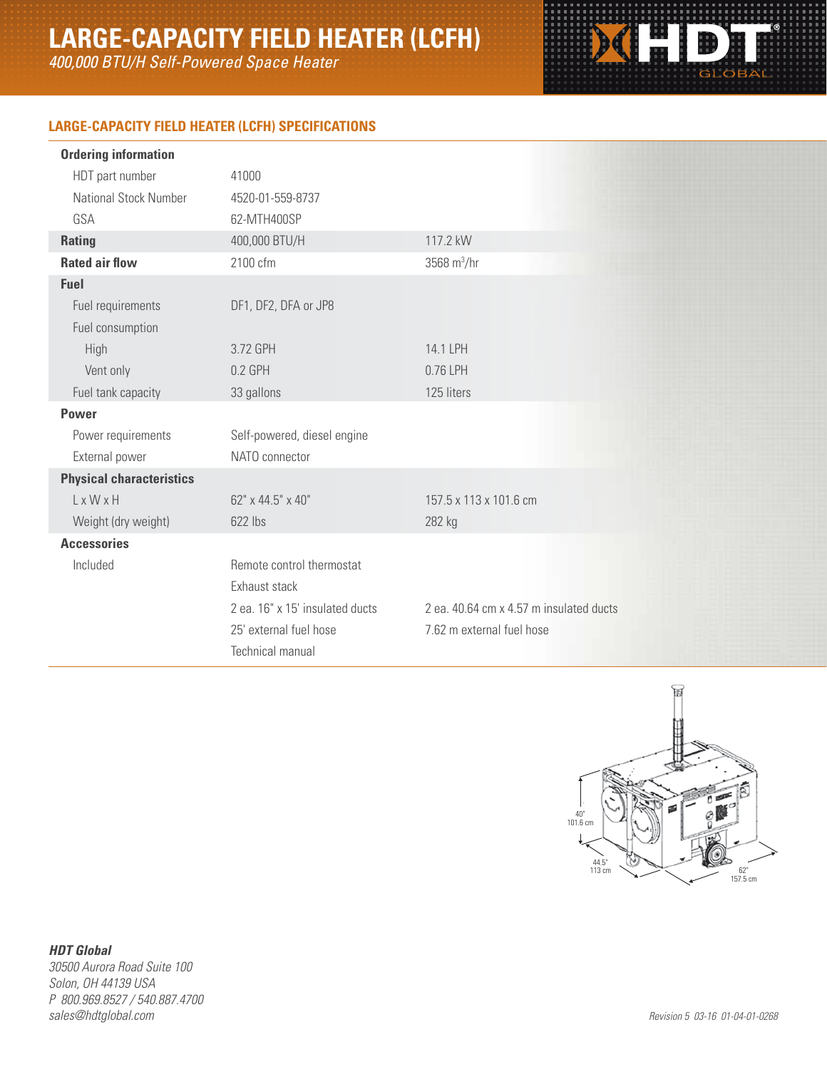# LARGE-CAPACITY FIELD HEATER (LCFH)

*400,000 BTU/H Self-Powered Space Heater*

## LARGE-CAPACITY FIELD HEATER (LCFH) SPECIFICATIONS

| | | |
|---|---|---|
| **Ordering information** | | |
| HDT part number | 41000 | |
| National Stock Number | 4520-01-559-8737 | |
| GSA | 62-MTH400SP | |
| **Rating** | 400,000 BTU/H | 117.2 kW |
| **Rated air flow** | 2100 cfm | 3568 $m^3$/hr |
| **Fuel** | | |
| Fuel requirements | DF1, DF2, DFA or JP8 | |
| Fuel consumption | | |
| High | 3.72 GPH | 14.1 LPH |
| Vent only | 0.2 GPH | 0.76 LPH |
| Fuel tank capacity | 33 gallons | 125 liters |
| **Power** | | |
| Power requirements | Self-powered, diesel engine | |
| External power | NATO connector | |
| **Physical characteristics** | | |
| L x W x H | 62" x 44.5" x 40" | 157.5 x 113 x 101.6 cm |
| Weight (dry weight) | 622 lbs | 282 kg |
| **Accessories** | | |
| Included | Remote control thermostat | |
| | Exhaust stack | |
| | 2 ea. 16" x 15' insulated ducts | 2 ea. 40.64 cm x 4.57 m insulated ducts |
| | 25' external fuel hose | 7.62 m external fuel hose |
| | Technical manual | |

40"
101.6 cm
44.5"
113 cm
62"
157.5 cm

***HDT Global***
*30500 Aurora Road Suite 100*
*Solon, OH 44139 USA*
*P 800.969.8527 / 540.887.4700*
*sales@hdtglobal.com*

*Revision 5 03-16 01-04-01-0268*